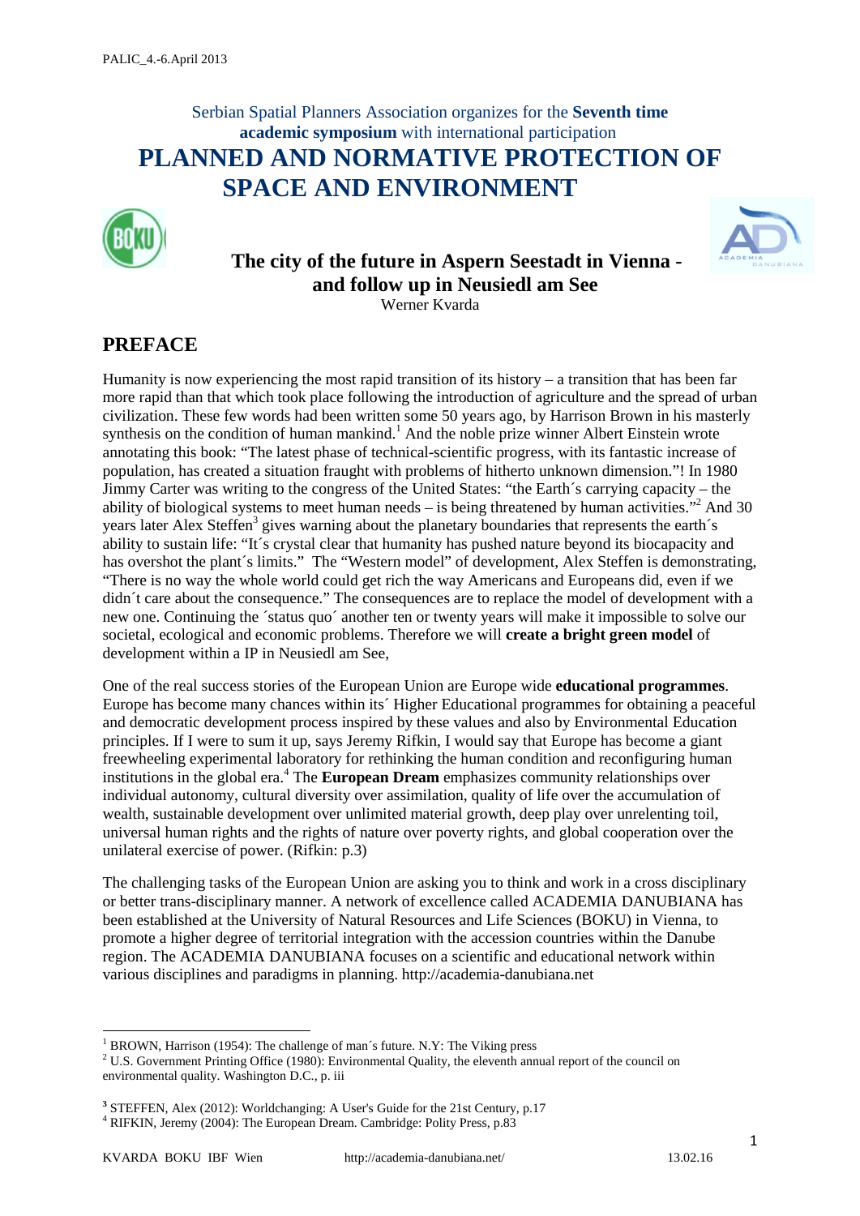Serbian Spatial Planners Association organizes for the **Seventh time academic symposium** with international participation

# PLANNED AND NORMATIVE PROTECTION OF SPACE AND ENVIRONMENT

### The city of the future in Aspern Seestadt in Vienna - and follow up in Neusiedl am See

Werner Kvarda

## PREFACE

Humanity is now experiencing the most rapid transition of its history – a transition that has been far more rapid than that which took place following the introduction of agriculture and the spread of urban civilization. These few words had been written some 50 years ago, by Harrison Brown in his masterly synthesis on the condition of human mankind.[1] And the noble prize winner Albert Einstein wrote annotating this book: "The latest phase of technical-scientific progress, with its fantastic increase of population, has created a situation fraught with problems of hitherto unknown dimension."! In 1980 Jimmy Carter was writing to the congress of the United States: "the Earth´s carrying capacity – the ability of biological systems to meet human needs – is being threatened by human activities."[2] And 30 years later Alex Steffen[3] gives warning about the planetary boundaries that represents the earth´s ability to sustain life: "It´s crystal clear that humanity has pushed nature beyond its biocapacity and has overshot the plant´s limits." The "Western model" of development, Alex Steffen is demonstrating, "There is no way the whole world could get rich the way Americans and Europeans did, even if we didn´t care about the consequence." The consequences are to replace the model of development with a new one. Continuing the ´status quo´ another ten or twenty years will make it impossible to solve our societal, ecological and economic problems. Therefore we will **create a bright green model** of development within a IP in Neusiedl am See,

One of the real success stories of the European Union are Europe wide **educational programmes**. Europe has become many chances within its´ Higher Educational programmes for obtaining a peaceful and democratic development process inspired by these values and also by Environmental Education principles. If I were to sum it up, says Jeremy Rifkin, I would say that Europe has become a giant freewheeling experimental laboratory for rethinking the human condition and reconfiguring human institutions in the global era.[4] The **European Dream** emphasizes community relationships over individual autonomy, cultural diversity over assimilation, quality of life over the accumulation of wealth, sustainable development over unlimited material growth, deep play over unrelenting toil, universal human rights and the rights of nature over poverty rights, and global cooperation over the unilateral exercise of power. (Rifkin: p.3)

The challenging tasks of the European Union are asking you to think and work in a cross disciplinary or better trans-disciplinary manner. A network of excellence called ACADEMIA DANUBIANA has been established at the University of Natural Resources and Life Sciences (BOKU) in Vienna, to promote a higher degree of territorial integration with the accession countries within the Danube region. The ACADEMIA DANUBIANA focuses on a scientific and educational network within various disciplines and paradigms in planning. http://academia-danubiana.net

---

[1] BROWN, Harrison (1954): The challenge of man´s future. N.Y: The Viking press

[2] U.S. Government Printing Office (1980): Environmental Quality, the eleventh annual report of the council on environmental quality. Washington D.C., p. iii

[3] STEFFEN, Alex (2012): Worldchanging: A User's Guide for the 21st Century, p.17

[4] RIFKIN, Jeremy (2004): The European Dream. Cambridge: Polity Press, p.83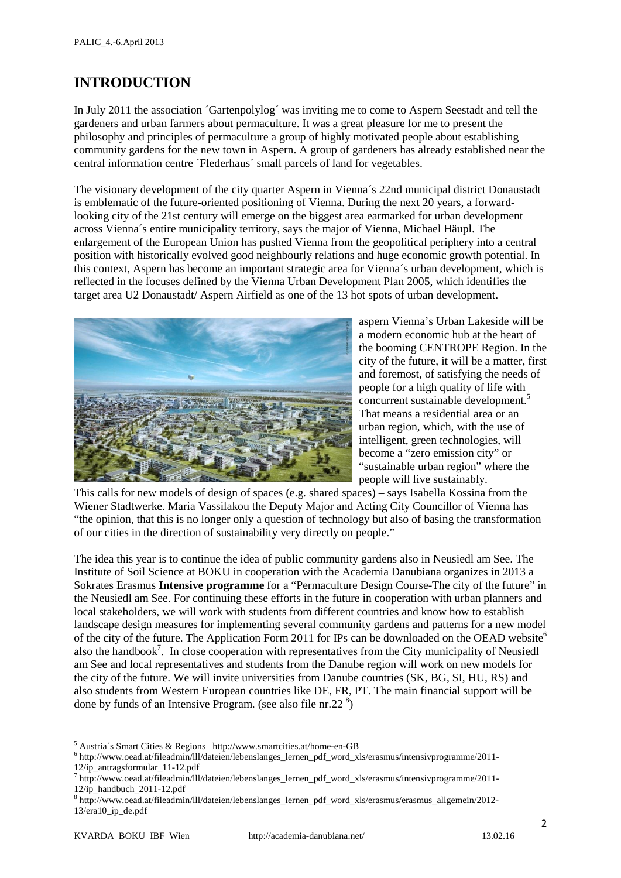# INTRODUCTION

In July 2011 the association ´Gartenpolylog´ was inviting me to come to Aspern Seestadt and tell the gardeners and urban farmers about permaculture. It was a great pleasure for me to present the philosophy and principles of permaculture a group of highly motivated people about establishing community gardens for the new town in Aspern. A group of gardeners has already established near the central information centre ´Flederhaus´ small parcels of land for vegetables.

The visionary development of the city quarter Aspern in Vienna´s 22nd municipal district Donaustadt is emblematic of the future-oriented positioning of Vienna. During the next 20 years, a forward-looking city of the 21st century will emerge on the biggest area earmarked for urban development across Vienna´s entire municipality territory, says the major of Vienna, Michael Häupl. The enlargement of the European Union has pushed Vienna from the geopolitical periphery into a central position with historically evolved good neighbourly relations and huge economic growth potential. In this context, Aspern has become an important strategic area for Vienna´s urban development, which is reflected in the focuses defined by the Vienna Urban Development Plan 2005, which identifies the target area U2 Donaustadt/ Aspern Airfield as one of the 13 hot spots of urban development.

aspern Vienna's Urban Lakeside will be a modern economic hub at the heart of the booming CENTROPE Region. In the city of the future, it will be a matter, first and foremost, of satisfying the needs of people for a high quality of life with concurrent sustainable development.[5] That means a residential area or an urban region, which, with the use of intelligent, green technologies, will become a "zero emission city" or "sustainable urban region" where the people will live sustainably.

This calls for new models of design of spaces (e.g. shared spaces) – says Isabella Kossina from the Wiener Stadtwerke. Maria Vassilakou the Deputy Major and Acting City Councillor of Vienna has "the opinion, that this is no longer only a question of technology but also of basing the transformation of our cities in the direction of sustainability very directly on people."

The idea this year is to continue the idea of public community gardens also in Neusiedl am See. The Institute of Soil Science at BOKU in cooperation with the Academia Danubiana organizes in 2013 a Sokrates Erasmus **Intensive programme** for a "Permaculture Design Course-The city of the future" in the Neusiedl am See. For continuing these efforts in the future in cooperation with urban planners and local stakeholders, we will work with students from different countries and know how to establish landscape design measures for implementing several community gardens and patterns for a new model of the city of the future. The Application Form 2011 for IPs can be downloaded on the OEAD website[6] also the handbook[7]. In close cooperation with representatives from the City municipality of Neusiedl am See and local representatives and students from the Danube region will work on new models for the city of the future. We will invite universities from Danube countries (SK, BG, SI, HU, RS) and also students from Western European countries like DE, FR, PT. The main financial support will be done by funds of an Intensive Program. (see also file nr.22 [8])

---

[5] Austria´s Smart Cities & Regions http://www.smartcities.at/home-en-GB

[6] http://www.oead.at/fileadmin/lll/dateien/lebenslanges_lernen_pdf_word_xls/erasmus/intensivprogramme/2011-12/ip_antragsformular_11-12.pdf

[7] http://www.oead.at/fileadmin/lll/dateien/lebenslanges_lernen_pdf_word_xls/erasmus/intensivprogramme/2011-12/ip_handbuch_2011-12.pdf

[8] http://www.oead.at/fileadmin/lll/dateien/lebenslanges_lernen_pdf_word_xls/erasmus/erasmus_allgemein/2012-13/era10_ip_de.pdf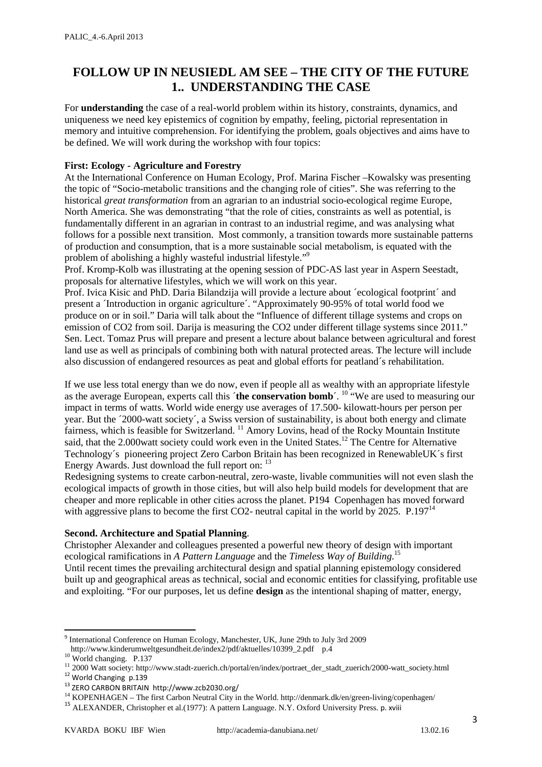# FOLLOW UP IN NEUSIEDL AM SEE – THE CITY OF THE FUTURE
# 1.. UNDERSTANDING THE CASE

For **understanding** the case of a real-world problem within its history, constraints, dynamics, and uniqueness we need key epistemics of cognition by empathy, feeling, pictorial representation in memory and intuitive comprehension. For identifying the problem, goals objectives and aims have to be defined. We will work during the workshop with four topics:

**First: Ecology - Agriculture and Forestry**

At the International Conference on Human Ecology, Prof. Marina Fischer –Kowalsky was presenting the topic of "Socio-metabolic transitions and the changing role of cities". She was referring to the historical *great transformation* from an agrarian to an industrial socio-ecological regime Europe, North America. She was demonstrating "that the role of cities, constraints as well as potential, is fundamentally different in an agrarian in contrast to an industrial regime, and was analysing what follows for a possible next transition. Most commonly, a transition towards more sustainable patterns of production and consumption, that is a more sustainable social metabolism, is equated with the problem of abolishing a highly wasteful industrial lifestyle."[9]

Prof. Kromp-Kolb was illustrating at the opening session of PDC-AS last year in Aspern Seestadt, proposals for alternative lifestyles, which we will work on this year.

Prof. Ivica Kisic and PhD. Daria Bilandzija will provide a lecture about ´ecological footprint´ and present a ´Introduction in organic agriculture´. "Approximately 90-95% of total world food we produce on or in soil." Daria will talk about the "Influence of different tillage systems and crops on emission of CO2 from soil. Darija is measuring the CO2 under different tillage systems since 2011."

Sen. Lect. Tomaz Prus will prepare and present a lecture about balance between agricultural and forest land use as well as principals of combining both with natural protected areas. The lecture will include also discussion of endangered resources as peat and global efforts for peatland´s rehabilitation.

If we use less total energy than we do now, even if people all as wealthy with an appropriate lifestyle as the average European, experts call this ´**the conservation bomb**´. [10] "We are used to measuring our impact in terms of watts. World wide energy use averages of 17.500- kilowatt-hours per person per year. But the ´2000-watt society´, a Swiss version of sustainability, is about both energy and climate fairness, which is feasible for Switzerland. [11] Amory Lovins, head of the Rocky Mountain Institute said, that the 2.000watt society could work even in the United States.[12] The Centre for Alternative Technology´s pioneering project Zero Carbon Britain has been recognized in RenewableUK´s first Energy Awards. Just download the full report on: [13]

Redesigning systems to create carbon-neutral, zero-waste, livable communities will not even slash the ecological impacts of growth in those cities, but will also help build models for development that are cheaper and more replicable in other cities across the planet. P194 Copenhagen has moved forward with aggressive plans to become the first CO2- neutral capital in the world by 2025. P.197[14]

**Second. Architecture and Spatial Planning**.

Christopher Alexander and colleagues presented a powerful new theory of design with important ecological ramifications in *A Pattern Language* and the *Timeless Way of Building.*[15]

Until recent times the prevailing architectural design and spatial planning epistemology considered built up and geographical areas as technical, social and economic entities for classifying, profitable use and exploiting. "For our purposes, let us define **design** as the intentional shaping of matter, energy,

---

[9] International Conference on Human Ecology, Manchester, UK, June 29th to July 3rd 2009 http://www.kinderumweltgesundheit.de/index2/pdf/aktuelles/10399_2.pdf p.4

[10] World changing. P.137

[11] 2000 Watt society: http://www.stadt-zuerich.ch/portal/en/index/portraet_der_stadt_zuerich/2000-watt_society.html

[12] World Changing p.139

[13] ZERO CARBON BRITAIN http://www.zcb2030.org/

[14] KOPENHAGEN – The first Carbon Neutral City in the World. http://denmark.dk/en/green-living/copenhagen/

[15] ALEXANDER, Christopher et al.(1977): A pattern Language. N.Y. Oxford University Press. p. xviii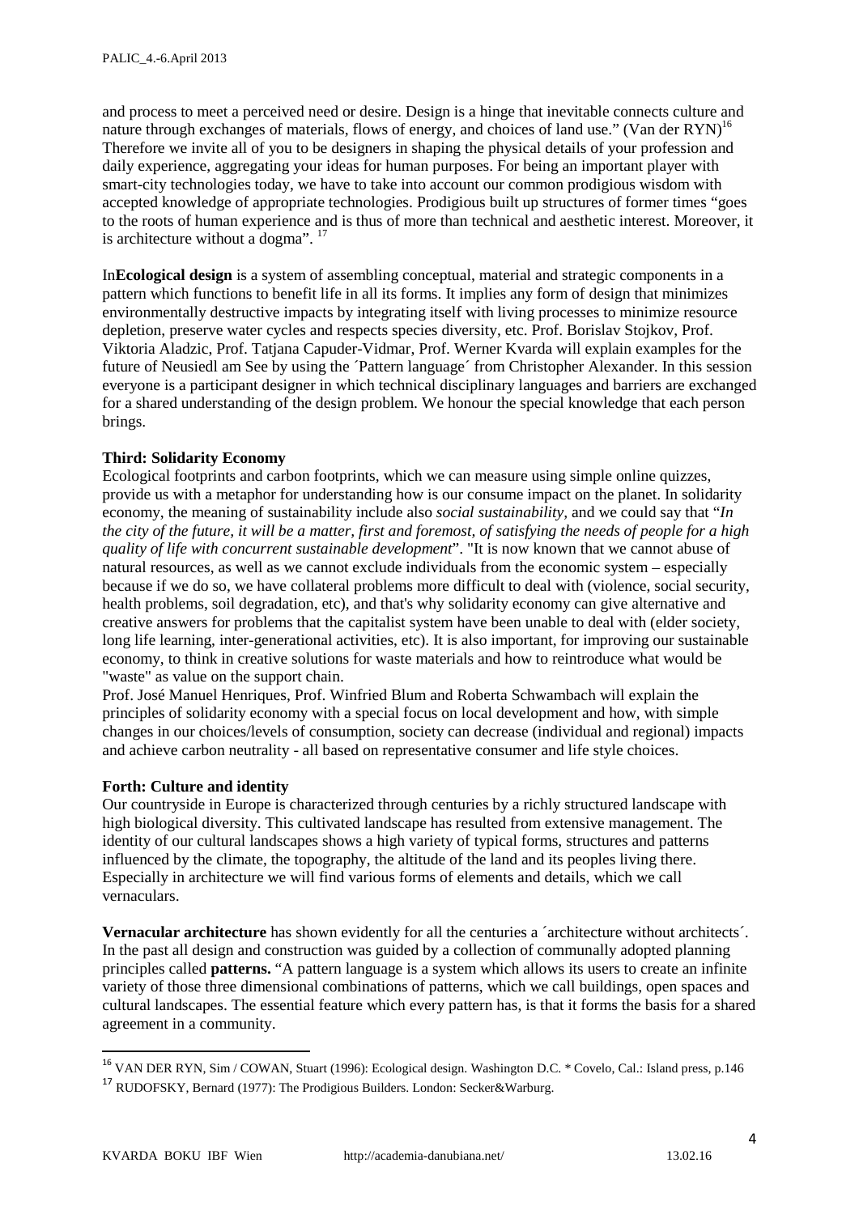and process to meet a perceived need or desire. Design is a hinge that inevitable connects culture and nature through exchanges of materials, flows of energy, and choices of land use." (Van der RYN)[16] Therefore we invite all of you to be designers in shaping the physical details of your profession and daily experience, aggregating your ideas for human purposes. For being an important player with smart-city technologies today, we have to take into account our common prodigious wisdom with accepted knowledge of appropriate technologies. Prodigious built up structures of former times "goes to the roots of human experience and is thus of more than technical and aesthetic interest. Moreover, it is architecture without a dogma". [17]

In**Ecological design** is a system of assembling conceptual, material and strategic components in a pattern which functions to benefit life in all its forms. It implies any form of design that minimizes environmentally destructive impacts by integrating itself with living processes to minimize resource depletion, preserve water cycles and respects species diversity, etc. Prof. Borislav Stojkov, Prof. Viktoria Aladzic, Prof. Tatjana Capuder-Vidmar, Prof. Werner Kvarda will explain examples for the future of Neusiedl am See by using the ´Pattern language´ from Christopher Alexander. In this session everyone is a participant designer in which technical disciplinary languages and barriers are exchanged for a shared understanding of the design problem. We honour the special knowledge that each person brings.

**Third: Solidarity Economy**

Ecological footprints and carbon footprints, which we can measure using simple online quizzes, provide us with a metaphor for understanding how is our consume impact on the planet. In solidarity economy, the meaning of sustainability include also *social sustainability*, and we could say that "*In the city of the future, it will be a matter, first and foremost, of satisfying the needs of people for a high quality of life with concurrent sustainable development*". "It is now known that we cannot abuse of natural resources, as well as we cannot exclude individuals from the economic system – especially because if we do so, we have collateral problems more difficult to deal with (violence, social security, health problems, soil degradation, etc), and that's why solidarity economy can give alternative and creative answers for problems that the capitalist system have been unable to deal with (elder society, long life learning, inter-generational activities, etc). It is also important, for improving our sustainable economy, to think in creative solutions for waste materials and how to reintroduce what would be "waste" as value on the support chain.

Prof. José Manuel Henriques, Prof. Winfried Blum and Roberta Schwambach will explain the principles of solidarity economy with a special focus on local development and how, with simple changes in our choices/levels of consumption, society can decrease (individual and regional) impacts and achieve carbon neutrality - all based on representative consumer and life style choices.

**Forth: Culture and identity**

Our countryside in Europe is characterized through centuries by a richly structured landscape with high biological diversity. This cultivated landscape has resulted from extensive management. The identity of our cultural landscapes shows a high variety of typical forms, structures and patterns influenced by the climate, the topography, the altitude of the land and its peoples living there. Especially in architecture we will find various forms of elements and details, which we call vernaculars.

**Vernacular architecture** has shown evidently for all the centuries a ´architecture without architects´. In the past all design and construction was guided by a collection of communally adopted planning principles called **patterns.** "A pattern language is a system which allows its users to create an infinite variety of those three dimensional combinations of patterns, which we call buildings, open spaces and cultural landscapes. The essential feature which every pattern has, is that it forms the basis for a shared agreement in a community.

---

[16] VAN DER RYN, Sim / COWAN, Stuart (1996): Ecological design. Washington D.C. * Covelo, Cal.: Island press, p.146

[17] RUDOFSKY, Bernard (1977): The Prodigious Builders. London: Secker&Warburg.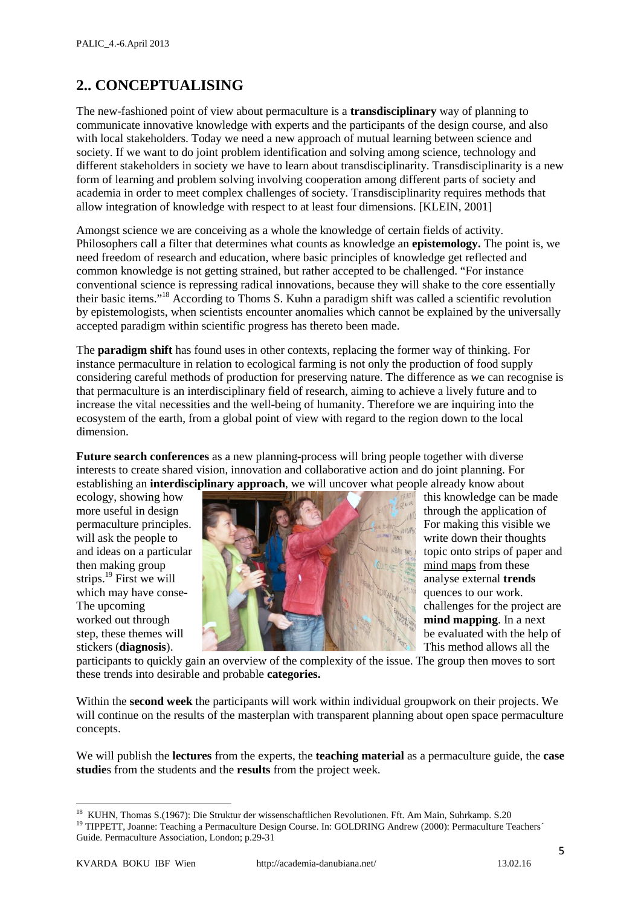## 2.. CONCEPTUALISING

The new-fashioned point of view about permaculture is a **transdisciplinary** way of planning to communicate innovative knowledge with experts and the participants of the design course, and also with local stakeholders. Today we need a new approach of mutual learning between science and society. If we want to do joint problem identification and solving among science, technology and different stakeholders in society we have to learn about transdisciplinarity. Transdisciplinarity is a new form of learning and problem solving involving cooperation among different parts of society and academia in order to meet complex challenges of society. Transdisciplinarity requires methods that allow integration of knowledge with respect to at least four dimensions. [KLEIN, 2001]

Amongst science we are conceiving as a whole the knowledge of certain fields of activity. Philosophers call a filter that determines what counts as knowledge an **epistemology.** The point is, we need freedom of research and education, where basic principles of knowledge get reflected and common knowledge is not getting strained, but rather accepted to be challenged. "For instance conventional science is repressing radical innovations, because they will shake to the core essentially their basic items."[18] According to Thoms S. Kuhn a paradigm shift was called a scientific revolution by epistemologists, when scientists encounter anomalies which cannot be explained by the universally accepted paradigm within scientific progress has thereto been made.

The **paradigm shift** has found uses in other contexts, replacing the former way of thinking. For instance permaculture in relation to ecological farming is not only the production of food supply considering careful methods of production for preserving nature. The difference as we can recognise is that permaculture is an interdisciplinary field of research, aiming to achieve a lively future and to increase the vital necessities and the well-being of humanity. Therefore we are inquiring into the ecosystem of the earth, from a global point of view with regard to the region down to the local dimension.

**Future search conferences** as a new planning-process will bring people together with diverse interests to create shared vision, innovation and collaborative action and do joint planning. For establishing an **interdisciplinary approach**, we will uncover what people already know about ecology, showing how this knowledge can be made more useful in design through the application of permaculture principles. For making this visible we will ask the people to write down their thoughts and ideas on a particular topic onto strips of paper and then making group mind maps from these strips.[19] First we will analyse external **trends** which may have consequences to our work. The upcoming challenges for the project are worked out through **mind mapping**. In a next step, these themes will be evaluated with the help of stickers (**diagnosis**). This method allows all the participants to quickly gain an overview of the complexity of the issue. The group then moves to sort these trends into desirable and probable **categories.**

Within the **second week** the participants will work within individual groupwork on their projects. We will continue on the results of the masterplan with transparent planning about open space permaculture concepts.

We will publish the **lectures** from the experts, the **teaching material** as a permaculture guide, the **case studie**s from the students and the **results** from the project week.

---

[18] KUHN, Thomas S.(1967): Die Struktur der wissenschaftlichen Revolutionen. Fft. Am Main, Suhrkamp. S.20

[19] TIPPETT, Joanne: Teaching a Permaculture Design Course. In: GOLDRING Andrew (2000): Permaculture Teachers´ Guide. Permaculture Association, London; p.29-31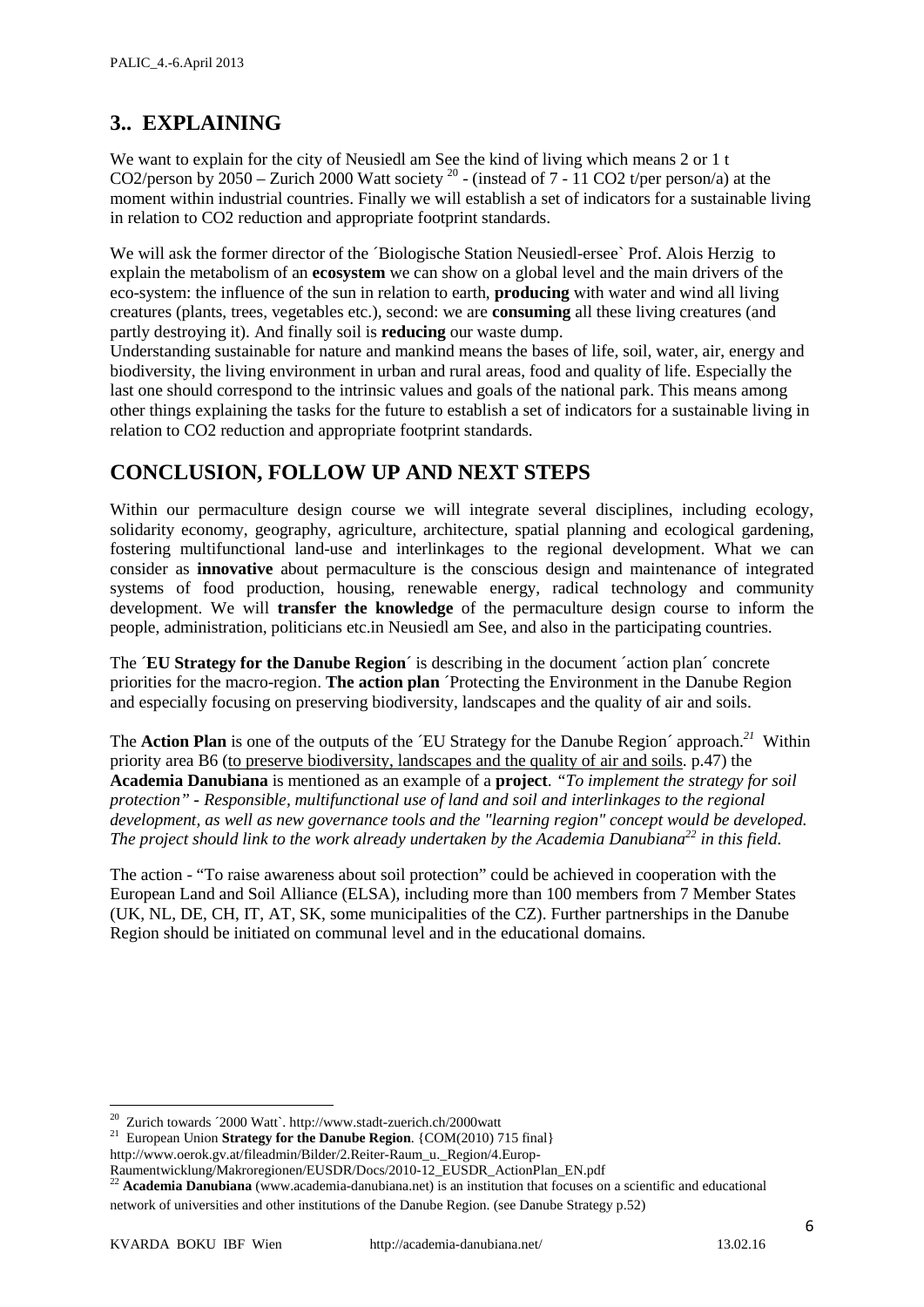## 3.. EXPLAINING

We want to explain for the city of Neusiedl am See the kind of living which means 2 or 1 t $CO_2$/person by 2050 – Zurich 2000 Watt society [20] - (instead of 7 - 11 $CO_2$ t/per person/a) at the moment within industrial countries. Finally we will establish a set of indicators for a sustainable living in relation to $CO_2$ reduction and appropriate footprint standards.

We will ask the former director of the ´Biologische Station Neusiedl-ersee` Prof. Alois Herzig to explain the metabolism of an **ecosystem** we can show on a global level and the main drivers of the eco-system: the influence of the sun in relation to earth, **producing** with water and wind all living creatures (plants, trees, vegetables etc.), second: we are **consuming** all these living creatures (and partly destroying it). And finally soil is **reducing** our waste dump.
Understanding sustainable for nature and mankind means the bases of life, soil, water, air, energy and biodiversity, the living environment in urban and rural areas, food and quality of life. Especially the last one should correspond to the intrinsic values and goals of the national park. This means among other things explaining the tasks for the future to establish a set of indicators for a sustainable living in relation to $CO_2$ reduction and appropriate footprint standards.

## CONCLUSION, FOLLOW UP AND NEXT STEPS

Within our permaculture design course we will integrate several disciplines, including ecology, solidarity economy, geography, agriculture, architecture, spatial planning and ecological gardening, fostering multifunctional land-use and interlinkages to the regional development. What we can consider as **innovative** about permaculture is the conscious design and maintenance of integrated systems of food production, housing, renewable energy, radical technology and community development. We will **transfer the knowledge** of the permaculture design course to inform the people, administration, politicians etc.in Neusiedl am See, and also in the participating countries.

The ´**EU Strategy for the Danube Region**´ is describing in the document ´action plan´ concrete priorities for the macro-region. **The action plan** ´Protecting the Environment in the Danube Region and especially focusing on preserving biodiversity, landscapes and the quality of air and soils.

The **Action Plan** is one of the outputs of the ´EU Strategy for the Danube Region´ approach.[21] Within priority area B6 (to preserve biodiversity, landscapes and the quality of air and soils. p.47) the **Academia Danubiana** is mentioned as an example of a **project**. *"To implement the strategy for soil protection" - Responsible, multifunctional use of land and soil and interlinkages to the regional development, as well as new governance tools and the "learning region" concept would be developed. The project should link to the work already undertaken by the Academia Danubiana[22] in this field.*

The action - "To raise awareness about soil protection" could be achieved in cooperation with the European Land and Soil Alliance (ELSA), including more than 100 members from 7 Member States (UK, NL, DE, CH, IT, AT, SK, some municipalities of the CZ). Further partnerships in the Danube Region should be initiated on communal level and in the educational domains.

---

[20] Zurich towards ´2000 Watt`. http://www.stadt-zuerich.ch/2000watt

[21] European Union **Strategy for the Danube Region**. {COM(2010) 715 final} http://www.oerok.gv.at/fileadmin/Bilder/2.Reiter-Raum_u._Region/4.Europ-Raumentwicklung/Makroregionen/EUSDR/Docs/2010-12_EUSDR_ActionPlan_EN.pdf

[22] **Academia Danubiana** (www.academia-danubiana.net) is an institution that focuses on a scientific and educational network of universities and other institutions of the Danube Region. (see Danube Strategy p.52)